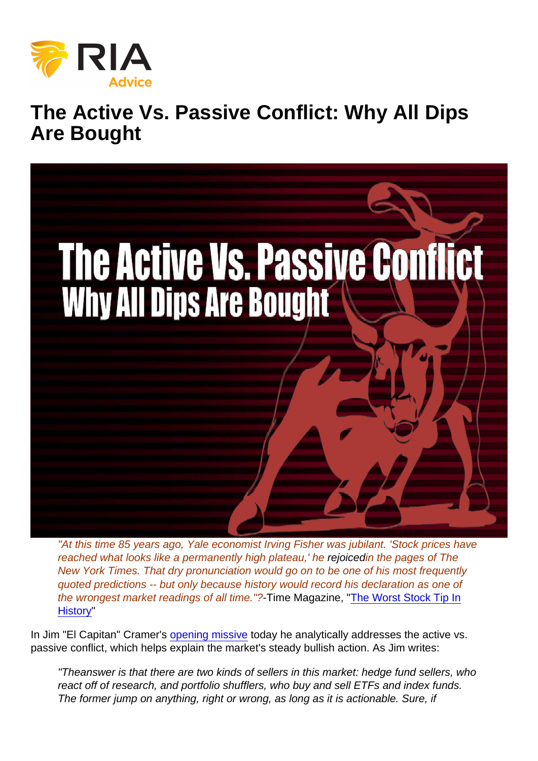# The Active Vs. Passive Conflict: Why All Dips Are Bought

> *"At this time 85 years ago, Yale economist Irving Fisher was jubilant. 'Stock prices have reached what looks like a permanently high plateau,' he* rejoiced*in the pages of The New York Times. That dry pronunciation would go on to be one of his most frequently quoted predictions -- but only because history would record his declaration as one of the wrongest market readings of all time."?*-Time Magazine, "The Worst Stock Tip In History"

In Jim "El Capitan" Cramer's opening missive today he analytically addresses the active vs. passive conflict, which helps explain the market's steady bullish action. As Jim writes:

> "Theanswer is that there are two kinds of sellers in this market: hedge fund sellers, who react off of research, and portfolio shufflers, who buy and sell ETFs and index funds. The former jump on anything, right or wrong, as long as it is actionable. Sure, if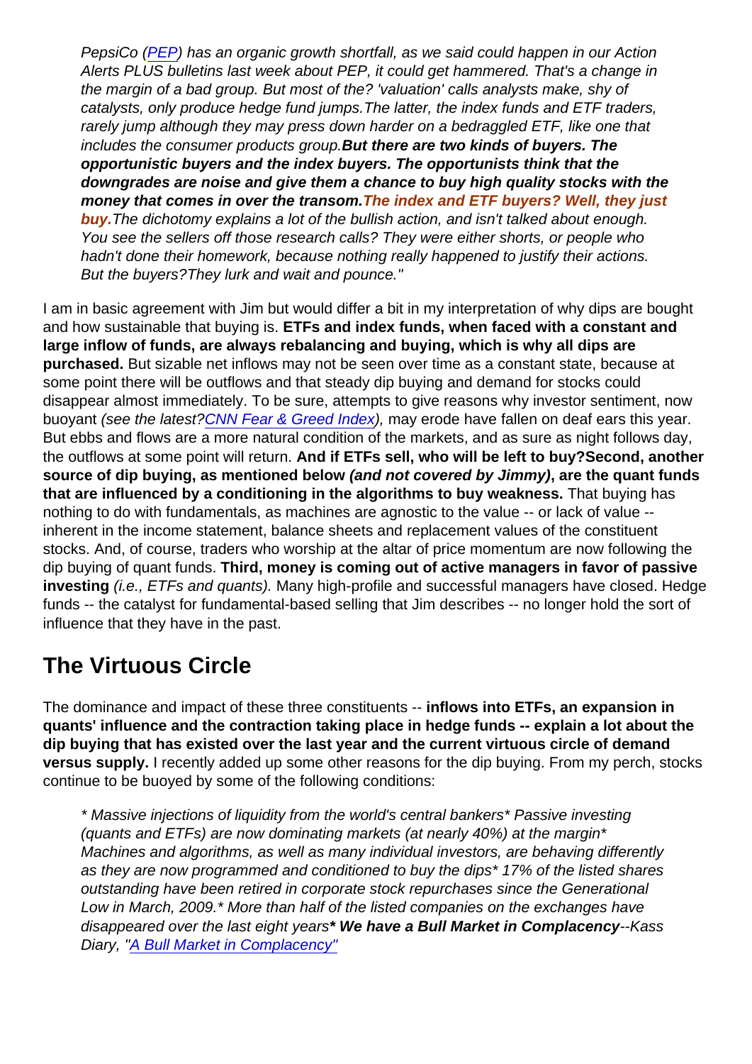> *PepsiCo ([PEP](#)) has an organic growth shortfall, as we said could happen in our Action Alerts PLUS bulletins last week about PEP, it could get hammered. That's a change in the margin of a bad group. But most of the? 'valuation' calls analysts make, shy of catalysts, only produce hedge fund jumps.The latter, the index funds and ETF traders, rarely jump although they may press down harder on a bedraggled ETF, like one that includes the consumer products group.**But there are two kinds of buyers. The opportunistic buyers and the index buyers. The opportunists think that the downgrades are noise and give them a chance to buy high quality stocks with the money that comes in over the transom.The index and ETF buyers? Well, they just buy.**The dichotomy explains a lot of the bullish action, and isn't talked about enough. You see the sellers off those research calls? They were either shorts, or people who hadn't done their homework, because nothing really happened to justify their actions. But the buyers?They lurk and wait and pounce."*

I am in basic agreement with Jim but would differ a bit in my interpretation of why dips are bought and how sustainable that buying is. **ETFs and index funds, when faced with a constant and large inflow of funds, are always rebalancing and buying, which is why all dips are purchased.** But sizable net inflows may not be seen over time as a constant state, because at some point there will be outflows and that steady dip buying and demand for stocks could disappear almost immediately. To be sure, attempts to give reasons why investor sentiment, now buoyant *(see the latest?[CNN Fear & Greed Index](#))*, may erode have fallen on deaf ears this year. But ebbs and flows are a more natural condition of the markets, and as sure as night follows day, the outflows at some point will return. **And if ETFs sell, who will be left to buy?Second, another source of dip buying, as mentioned below *(and not covered by Jimmy)*, are the quant funds that are influenced by a conditioning in the algorithms to buy weakness.** That buying has nothing to do with fundamentals, as machines are agnostic to the value -- or lack of value -- inherent in the income statement, balance sheets and replacement values of the constituent stocks. And, of course, traders who worship at the altar of price momentum are now following the dip buying of quant funds. **Third, money is coming out of active managers in favor of passive investing** *(i.e., ETFs and quants).* Many high-profile and successful managers have closed. Hedge funds -- the catalyst for fundamental-based selling that Jim describes -- no longer hold the sort of influence that they have in the past.

## The Virtuous Circle

The dominance and impact of these three constituents -- **inflows into ETFs, an expansion in quants' influence and the contraction taking place in hedge funds -- explain a lot about the dip buying that has existed over the last year and the current virtuous circle of demand versus supply.** I recently added up some other reasons for the dip buying. From my perch, stocks continue to be buoyed by some of the following conditions:

> *\* Massive injections of liquidity from the world's central bankers\* Passive investing (quants and ETFs) are now dominating markets (at nearly 40%) at the margin\* Machines and algorithms, as well as many individual investors, are behaving differently as they are now programmed and conditioned to buy the dips\* 17% of the listed shares outstanding have been retired in corporate stock repurchases since the Generational Low in March, 2009.\* More than half of the listed companies on the exchanges have disappeared over the last eight years**\* We have a Bull Market in Complacency**--Kass Diary, "[A Bull Market in Complacency"](#)*